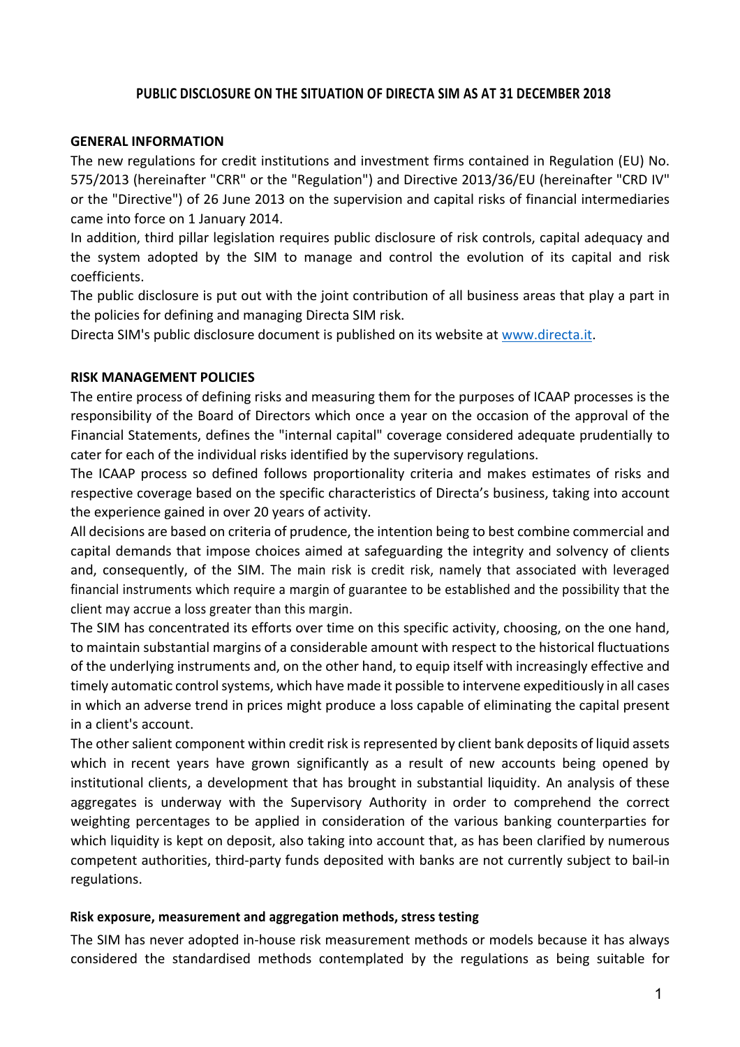# PUBLIC DISCLOSURE ON THE SITUATION OF DIRECTA SIM AS AT 31 DECEMBER 2018

## GENERAL INFORMATION

The new regulations for credit institutions and investment firms contained in Regulation (EU) No. 575/2013 (hereinafter "CRR" or the "Regulation") and Directive 2013/36/EU (hereinafter "CRD IV" or the "Directive") of 26 June 2013 on the supervision and capital risks of financial intermediaries came into force on 1 January 2014.

In addition, third pillar legislation requires public disclosure of risk controls, capital adequacy and the system adopted by the SIM to manage and control the evolution of its capital and risk coefficients.

The public disclosure is put out with the joint contribution of all business areas that play a part in the policies for defining and managing Directa SIM risk.

Directa SIM's public disclosure document is published on its website at www.directa.it.

## RISK MANAGEMENT POLICIES

The entire process of defining risks and measuring them for the purposes of ICAAP processes is the responsibility of the Board of Directors which once a year on the occasion of the approval of the Financial Statements, defines the "internal capital" coverage considered adequate prudentially to cater for each of the individual risks identified by the supervisory regulations.

The ICAAP process so defined follows proportionality criteria and makes estimates of risks and respective coverage based on the specific characteristics of Directa's business, taking into account the experience gained in over 20 years of activity.

All decisions are based on criteria of prudence, the intention being to best combine commercial and capital demands that impose choices aimed at safeguarding the integrity and solvency of clients and, consequently, of the SIM. The main risk is credit risk, namely that associated with leveraged financial instruments which require a margin of guarantee to be established and the possibility that the client may accrue a loss greater than this margin.

The SIM has concentrated its efforts over time on this specific activity, choosing, on the one hand, to maintain substantial margins of a considerable amount with respect to the historical fluctuations of the underlying instruments and, on the other hand, to equip itself with increasingly effective and timely automatic control systems, which have made it possible to intervene expeditiously in all cases in which an adverse trend in prices might produce a loss capable of eliminating the capital present in a client's account.

The other salient component within credit risk is represented by client bank deposits of liquid assets which in recent years have grown significantly as a result of new accounts being opened by institutional clients, a development that has brought in substantial liquidity. An analysis of these aggregates is underway with the Supervisory Authority in order to comprehend the correct weighting percentages to be applied in consideration of the various banking counterparties for which liquidity is kept on deposit, also taking into account that, as has been clarified by numerous competent authorities, third-party funds deposited with banks are not currently subject to bail-in regulations.

### Risk exposure, measurement and aggregation methods, stress testing

The SIM has never adopted in-house risk measurement methods or models because it has always considered the standardised methods contemplated by the regulations as being suitable for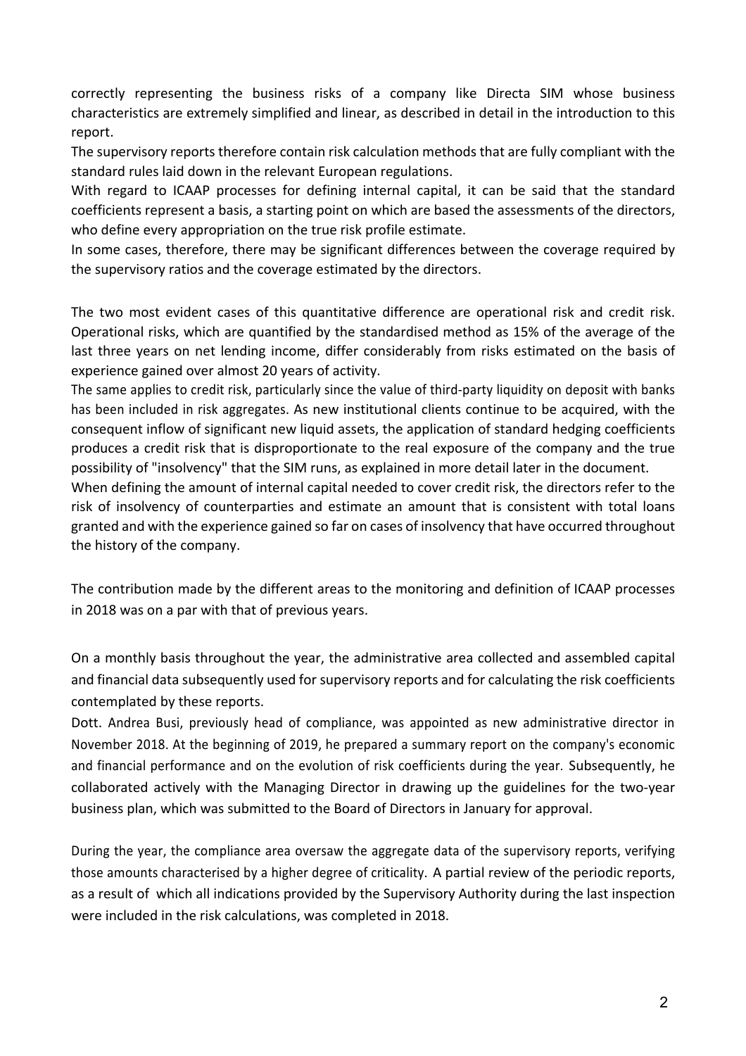correctly representing the business risks of a company like Directa SIM whose business characteristics are extremely simplified and linear, as described in detail in the introduction to this report.

The supervisory reports therefore contain risk calculation methods that are fully compliant with the standard rules laid down in the relevant European regulations.

With regard to ICAAP processes for defining internal capital, it can be said that the standard coefficients represent a basis, a starting point on which are based the assessments of the directors, who define every appropriation on the true risk profile estimate.

In some cases, therefore, there may be significant differences between the coverage required by the supervisory ratios and the coverage estimated by the directors.

The two most evident cases of this quantitative difference are operational risk and credit risk. Operational risks, which are quantified by the standardised method as 15% of the average of the last three years on net lending income, differ considerably from risks estimated on the basis of experience gained over almost 20 years of activity.

The same applies to credit risk, particularly since the value of third-party liquidity on deposit with banks has been included in risk aggregates. As new institutional clients continue to be acquired, with the consequent inflow of significant new liquid assets, the application of standard hedging coefficients produces a credit risk that is disproportionate to the real exposure of the company and the true possibility of "insolvency" that the SIM runs, as explained in more detail later in the document.

When defining the amount of internal capital needed to cover credit risk, the directors refer to the risk of insolvency of counterparties and estimate an amount that is consistent with total loans granted and with the experience gained so far on cases of insolvency that have occurred throughout the history of the company.

The contribution made by the different areas to the monitoring and definition of ICAAP processes in 2018 was on a par with that of previous years.

On a monthly basis throughout the year, the administrative area collected and assembled capital and financial data subsequently used for supervisory reports and for calculating the risk coefficients contemplated by these reports.

Dott. Andrea Busi, previously head of compliance, was appointed as new administrative director in November 2018. At the beginning of 2019, he prepared a summary report on the company's economic and financial performance and on the evolution of risk coefficients during the year. Subsequently, he collaborated actively with the Managing Director in drawing up the guidelines for the two-year business plan, which was submitted to the Board of Directors in January for approval.

During the year, the compliance area oversaw the aggregate data of the supervisory reports, verifying those amounts characterised by a higher degree of criticality. A partial review of the periodic reports, as a result of which all indications provided by the Supervisory Authority during the last inspection were included in the risk calculations, was completed in 2018.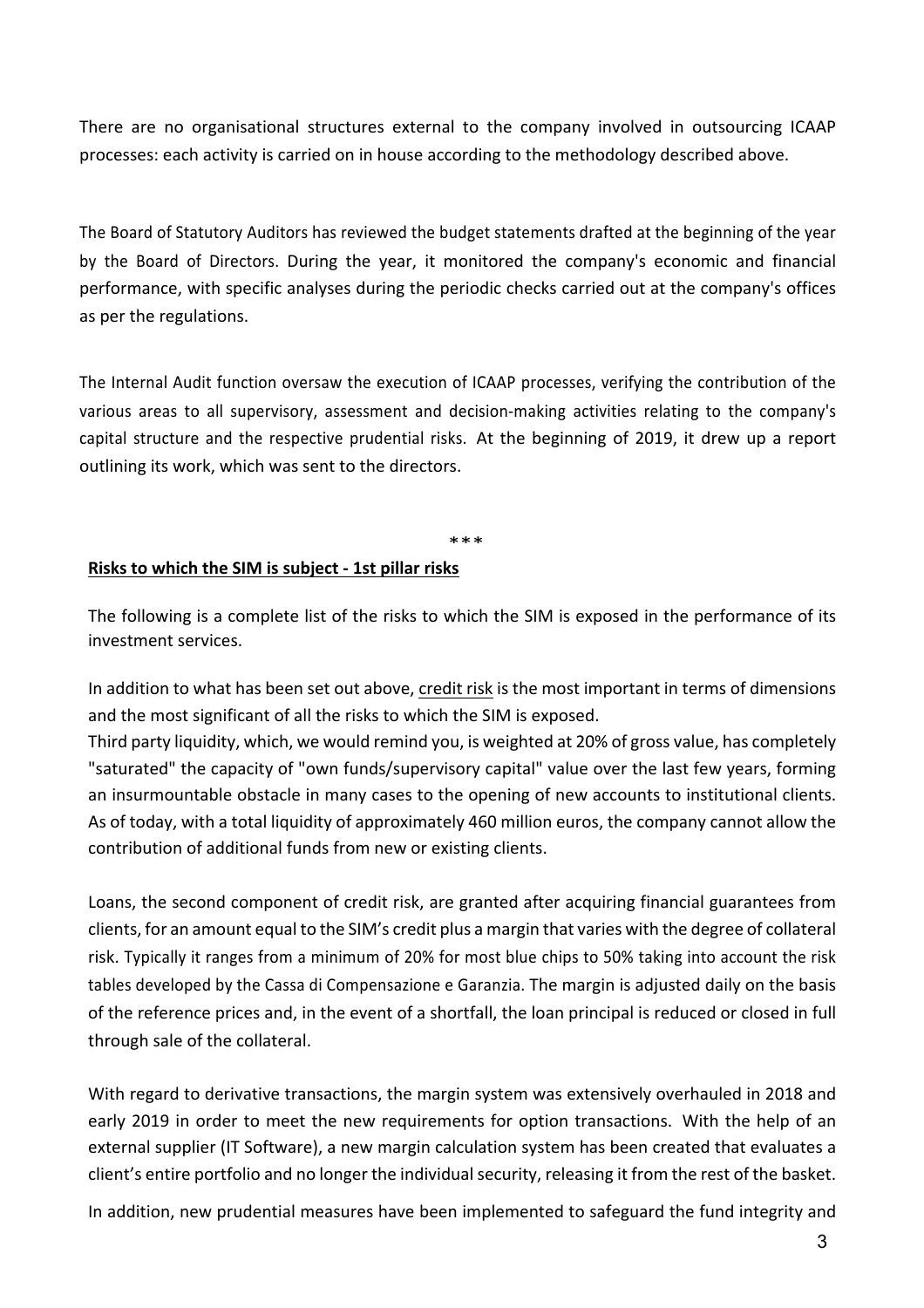There are no organisational structures external to the company involved in outsourcing ICAAP processes: each activity is carried on in house according to the methodology described above.

The Board of Statutory Auditors has reviewed the budget statements drafted at the beginning of the year by the Board of Directors. During the year, it monitored the company's economic and financial performance, with specific analyses during the periodic checks carried out at the company's offices as per the regulations.

The Internal Audit function oversaw the execution of ICAAP processes, verifying the contribution of the various areas to all supervisory, assessment and decision-making activities relating to the company's capital structure and the respective prudential risks. At the beginning of 2019, it drew up a report outlining its work, which was sent to the directors.

\*\*\*

**Risks to which the SIM is subject - 1st pillar risks**

The following is a complete list of the risks to which the SIM is exposed in the performance of its investment services.

In addition to what has been set out above, credit risk is the most important in terms of dimensions and the most significant of all the risks to which the SIM is exposed.

Third party liquidity, which, we would remind you, is weighted at 20% of gross value, has completely "saturated" the capacity of "own funds/supervisory capital" value over the last few years, forming an insurmountable obstacle in many cases to the opening of new accounts to institutional clients. As of today, with a total liquidity of approximately 460 million euros, the company cannot allow the contribution of additional funds from new or existing clients.

Loans, the second component of credit risk, are granted after acquiring financial guarantees from clients, for an amount equal to the SIM's credit plus a margin that varies with the degree of collateral risk. Typically it ranges from a minimum of 20% for most blue chips to 50% taking into account the risk tables developed by the Cassa di Compensazione e Garanzia. The margin is adjusted daily on the basis of the reference prices and, in the event of a shortfall, the loan principal is reduced or closed in full through sale of the collateral.

With regard to derivative transactions, the margin system was extensively overhauled in 2018 and early 2019 in order to meet the new requirements for option transactions. With the help of an external supplier (IT Software), a new margin calculation system has been created that evaluates a client's entire portfolio and no longer the individual security, releasing it from the rest of the basket.

In addition, new prudential measures have been implemented to safeguard the fund integrity and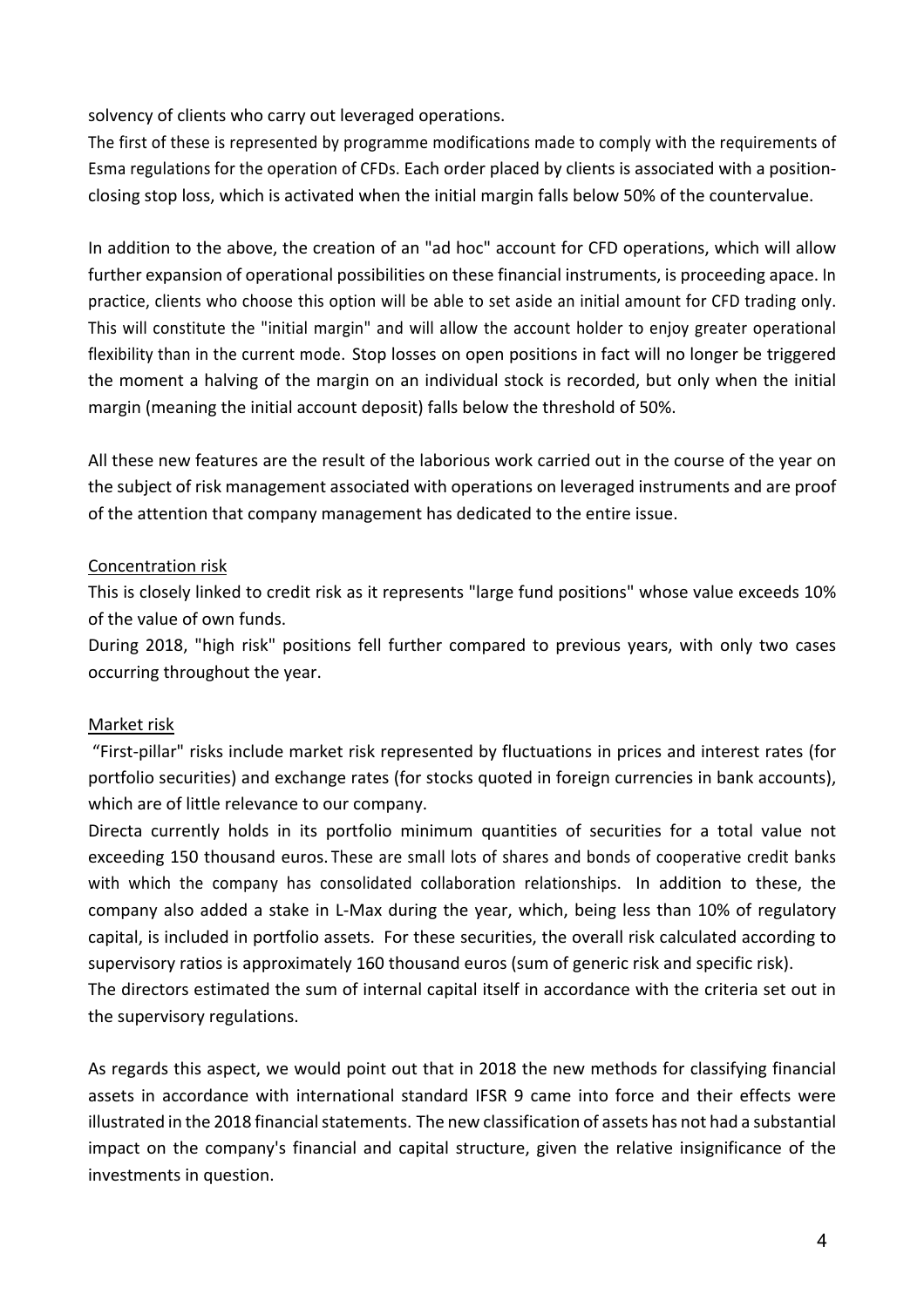solvency of clients who carry out leveraged operations.

The first of these is represented by programme modifications made to comply with the requirements of Esma regulations for the operation of CFDs. Each order placed by clients is associated with a position-closing stop loss, which is activated when the initial margin falls below 50% of the countervalue.

In addition to the above, the creation of an "ad hoc" account for CFD operations, which will allow further expansion of operational possibilities on these financial instruments, is proceeding apace. In practice, clients who choose this option will be able to set aside an initial amount for CFD trading only. This will constitute the "initial margin" and will allow the account holder to enjoy greater operational flexibility than in the current mode. Stop losses on open positions in fact will no longer be triggered the moment a halving of the margin on an individual stock is recorded, but only when the initial margin (meaning the initial account deposit) falls below the threshold of 50%.

All these new features are the result of the laborious work carried out in the course of the year on the subject of risk management associated with operations on leveraged instruments and are proof of the attention that company management has dedicated to the entire issue.

Concentration risk

This is closely linked to credit risk as it represents "large fund positions" whose value exceeds 10% of the value of own funds.

During 2018, "high risk" positions fell further compared to previous years, with only two cases occurring throughout the year.

Market risk

"First-pillar" risks include market risk represented by fluctuations in prices and interest rates (for portfolio securities) and exchange rates (for stocks quoted in foreign currencies in bank accounts), which are of little relevance to our company.

Directa currently holds in its portfolio minimum quantities of securities for a total value not exceeding 150 thousand euros. These are small lots of shares and bonds of cooperative credit banks with which the company has consolidated collaboration relationships. In addition to these, the company also added a stake in L-Max during the year, which, being less than 10% of regulatory capital, is included in portfolio assets. For these securities, the overall risk calculated according to supervisory ratios is approximately 160 thousand euros (sum of generic risk and specific risk).

The directors estimated the sum of internal capital itself in accordance with the criteria set out in the supervisory regulations.

As regards this aspect, we would point out that in 2018 the new methods for classifying financial assets in accordance with international standard IFSR 9 came into force and their effects were illustrated in the 2018 financial statements. The new classification of assets has not had a substantial impact on the company's financial and capital structure, given the relative insignificance of the investments in question.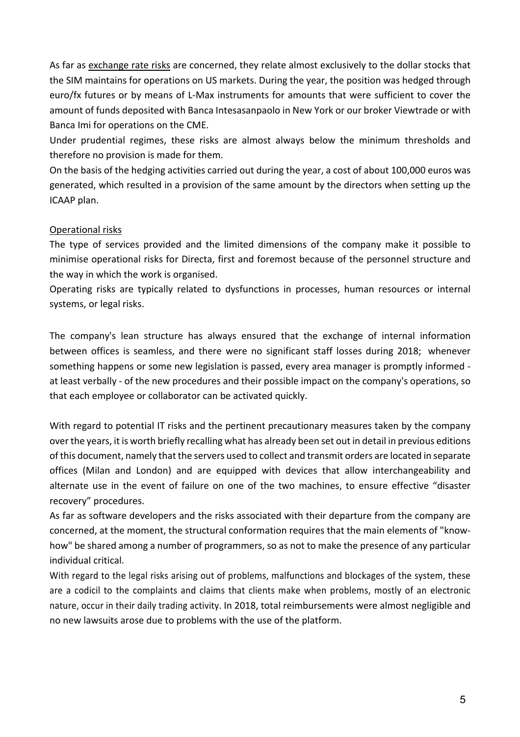As far as exchange rate risks are concerned, they relate almost exclusively to the dollar stocks that the SIM maintains for operations on US markets. During the year, the position was hedged through euro/fx futures or by means of L-Max instruments for amounts that were sufficient to cover the amount of funds deposited with Banca Intesasanpaolo in New York or our broker Viewtrade or with Banca Imi for operations on the CME.

Under prudential regimes, these risks are almost always below the minimum thresholds and therefore no provision is made for them.

On the basis of the hedging activities carried out during the year, a cost of about 100,000 euros was generated, which resulted in a provision of the same amount by the directors when setting up the ICAAP plan.

Operational risks

The type of services provided and the limited dimensions of the company make it possible to minimise operational risks for Directa, first and foremost because of the personnel structure and the way in which the work is organised.

Operating risks are typically related to dysfunctions in processes, human resources or internal systems, or legal risks.

The company's lean structure has always ensured that the exchange of internal information between offices is seamless, and there were no significant staff losses during 2018; whenever something happens or some new legislation is passed, every area manager is promptly informed - at least verbally - of the new procedures and their possible impact on the company's operations, so that each employee or collaborator can be activated quickly.

With regard to potential IT risks and the pertinent precautionary measures taken by the company over the years, it is worth briefly recalling what has already been set out in detail in previous editions of this document, namely that the servers used to collect and transmit orders are located in separate offices (Milan and London) and are equipped with devices that allow interchangeability and alternate use in the event of failure on one of the two machines, to ensure effective "disaster recovery" procedures.

As far as software developers and the risks associated with their departure from the company are concerned, at the moment, the structural conformation requires that the main elements of "know-how" be shared among a number of programmers, so as not to make the presence of any particular individual critical.

With regard to the legal risks arising out of problems, malfunctions and blockages of the system, these are a codicil to the complaints and claims that clients make when problems, mostly of an electronic nature, occur in their daily trading activity. In 2018, total reimbursements were almost negligible and no new lawsuits arose due to problems with the use of the platform.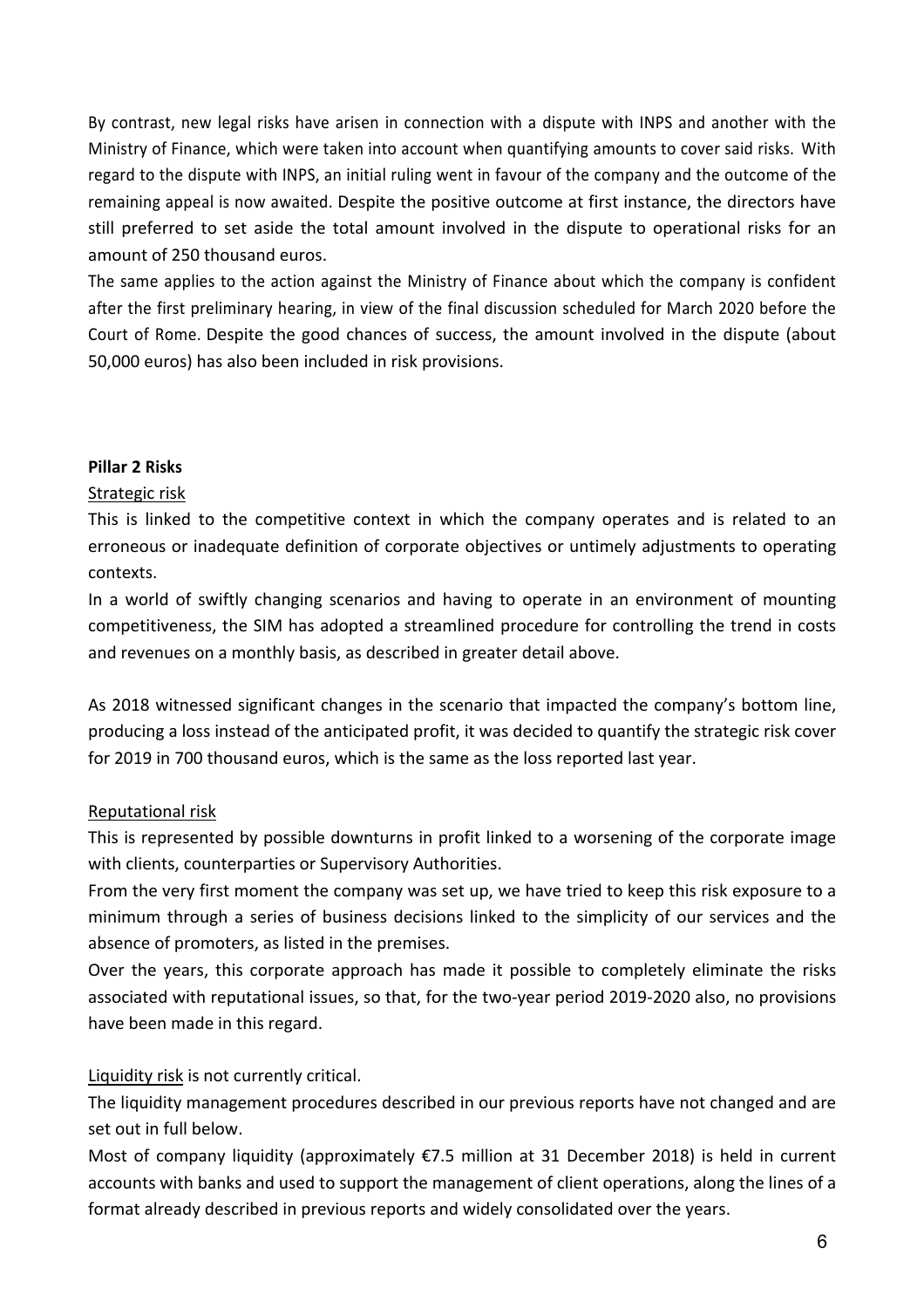By contrast, new legal risks have arisen in connection with a dispute with INPS and another with the Ministry of Finance, which were taken into account when quantifying amounts to cover said risks. With regard to the dispute with INPS, an initial ruling went in favour of the company and the outcome of the remaining appeal is now awaited. Despite the positive outcome at first instance, the directors have still preferred to set aside the total amount involved in the dispute to operational risks for an amount of 250 thousand euros.

The same applies to the action against the Ministry of Finance about which the company is confident after the first preliminary hearing, in view of the final discussion scheduled for March 2020 before the Court of Rome. Despite the good chances of success, the amount involved in the dispute (about 50,000 euros) has also been included in risk provisions.

**Pillar 2 Risks**

Strategic risk

This is linked to the competitive context in which the company operates and is related to an erroneous or inadequate definition of corporate objectives or untimely adjustments to operating contexts.

In a world of swiftly changing scenarios and having to operate in an environment of mounting competitiveness, the SIM has adopted a streamlined procedure for controlling the trend in costs and revenues on a monthly basis, as described in greater detail above.

As 2018 witnessed significant changes in the scenario that impacted the company's bottom line, producing a loss instead of the anticipated profit, it was decided to quantify the strategic risk cover for 2019 in 700 thousand euros, which is the same as the loss reported last year.

Reputational risk

This is represented by possible downturns in profit linked to a worsening of the corporate image with clients, counterparties or Supervisory Authorities.

From the very first moment the company was set up, we have tried to keep this risk exposure to a minimum through a series of business decisions linked to the simplicity of our services and the absence of promoters, as listed in the premises.

Over the years, this corporate approach has made it possible to completely eliminate the risks associated with reputational issues, so that, for the two-year period 2019-2020 also, no provisions have been made in this regard.

Liquidity risk is not currently critical.

The liquidity management procedures described in our previous reports have not changed and are set out in full below.

Most of company liquidity (approximately €7.5 million at 31 December 2018) is held in current accounts with banks and used to support the management of client operations, along the lines of a format already described in previous reports and widely consolidated over the years.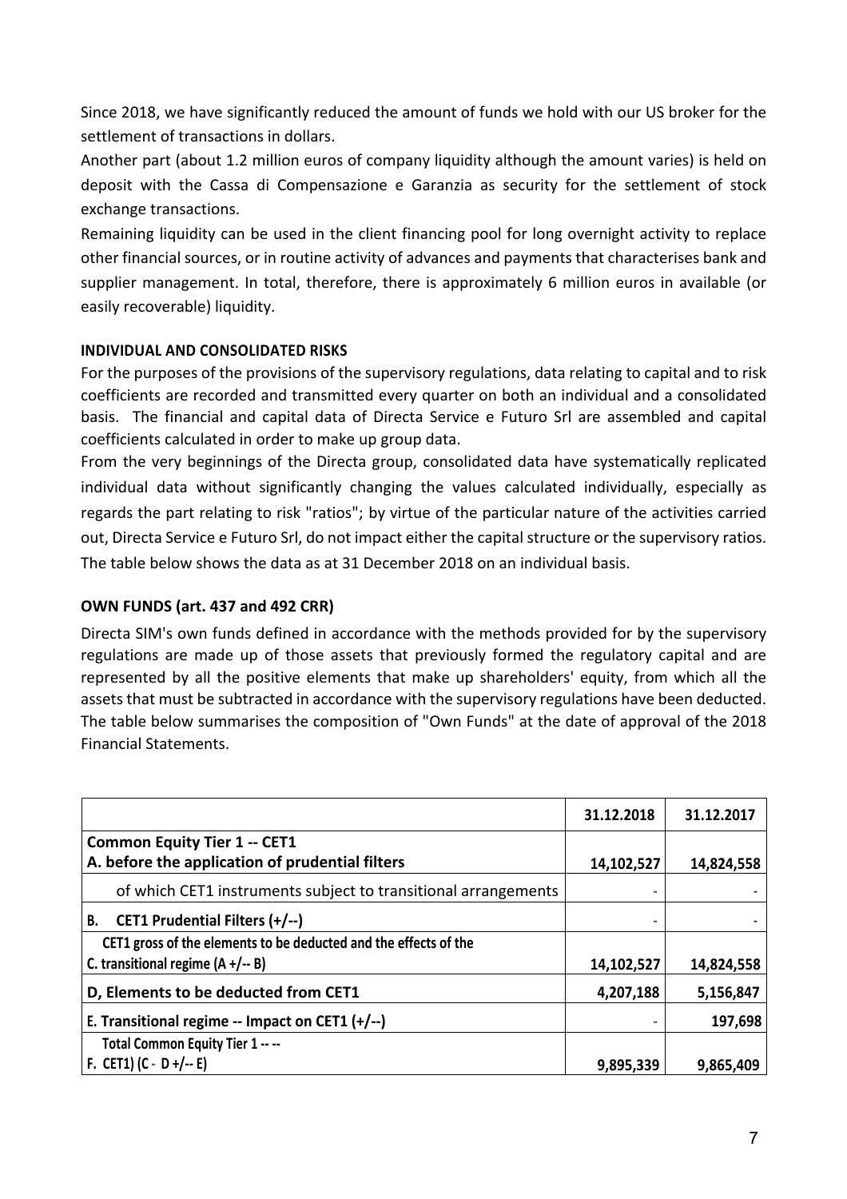Since 2018, we have significantly reduced the amount of funds we hold with our US broker for the settlement of transactions in dollars.

Another part (about 1.2 million euros of company liquidity although the amount varies) is held on deposit with the Cassa di Compensazione e Garanzia as security for the settlement of stock exchange transactions.

Remaining liquidity can be used in the client financing pool for long overnight activity to replace other financial sources, or in routine activity of advances and payments that characterises bank and supplier management. In total, therefore, there is approximately 6 million euros in available (or easily recoverable) liquidity.

**INDIVIDUAL AND CONSOLIDATED RISKS**

For the purposes of the provisions of the supervisory regulations, data relating to capital and to risk coefficients are recorded and transmitted every quarter on both an individual and a consolidated basis. The financial and capital data of Directa Service e Futuro Srl are assembled and capital coefficients calculated in order to make up group data.

From the very beginnings of the Directa group, consolidated data have systematically replicated individual data without significantly changing the values calculated individually, especially as regards the part relating to risk "ratios"; by virtue of the particular nature of the activities carried out, Directa Service e Futuro Srl, do not impact either the capital structure or the supervisory ratios. The table below shows the data as at 31 December 2018 on an individual basis.

**OWN FUNDS (art. 437 and 492 CRR)**

Directa SIM's own funds defined in accordance with the methods provided for by the supervisory regulations are made up of those assets that previously formed the regulatory capital and are represented by all the positive elements that make up shareholders' equity, from which all the assets that must be subtracted in accordance with the supervisory regulations have been deducted. The table below summarises the composition of "Own Funds" at the date of approval of the 2018 Financial Statements.

| | 31.12.2018 | 31.12.2017 |
|---|---|---|
| **Common Equity Tier 1 -- CET1**<br>**A. before the application of prudential filters** | **14,102,527** | **14,824,558** |
| of which CET1 instruments subject to transitional arrangements | - | - |
| **B. CET1 Prudential Filters (+/--)** | - | - |
| **CET1 gross of the elements to be deducted and the effects of the**<br>**C. transitional regime (A +/-- B)** | **14,102,527** | **14,824,558** |
| **D, Elements to be deducted from CET1** | **4,207,188** | **5,156,847** |
| **E. Transitional regime -- Impact on CET1 (+/--)** | - | **197,698** |
| **Total Common Equity Tier 1 -- --**<br>**F. CET1) (C - D +/-- E)** | **9,895,339** | **9,865,409** |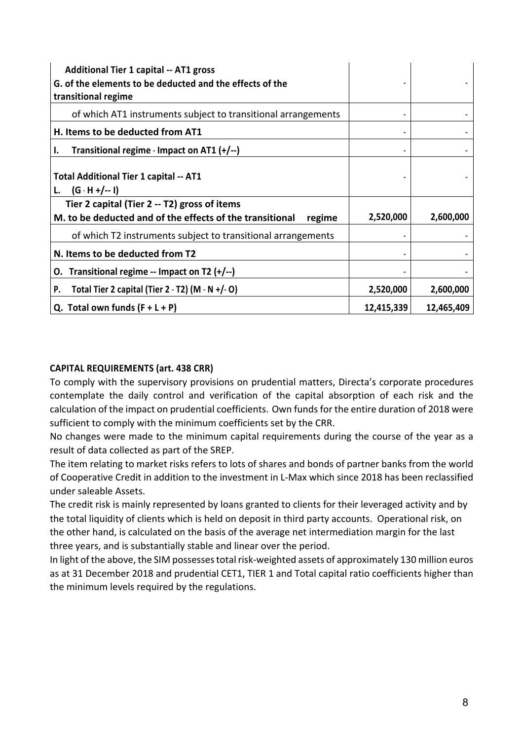| | | |
|---|---|---|
| Additional Tier 1 capital -- AT1 gross<br>**G. of the elements to be deducted and the effects of the transitional regime** | - | - |
| of which AT1 instruments subject to transitional arrangements | - | - |
| **H. Items to be deducted from AT1** | - | - |
| **I. Transitional regime - Impact on AT1 (+/--)** | - | - |
| **Total Additional Tier 1 capital -- AT1**<br>**L. (G - H +/-- I)** | - | - |
| **Tier 2 capital (Tier 2 -- T2) gross of items**<br>**M. to be deducted and of the effects of the transitional regime** | **2,520,000** | **2,600,000** |
| of which T2 instruments subject to transitional arrangements | - | - |
| **N. Items to be deducted from T2** | - | - |
| **O. Transitional regime -- Impact on T2 (+/--)** | - | - |
| **P. Total Tier 2 capital (Tier 2 - T2) (M - N +/- O)** | **2,520,000** | **2,600,000** |
| **Q. Total own funds (F + L + P)** | **12,415,339** | **12,465,409** |

**CAPITAL REQUIREMENTS (art. 438 CRR)**

To comply with the supervisory provisions on prudential matters, Directa's corporate procedures contemplate the daily control and verification of the capital absorption of each risk and the calculation of the impact on prudential coefficients. Own funds for the entire duration of 2018 were sufficient to comply with the minimum coefficients set by the CRR.

No changes were made to the minimum capital requirements during the course of the year as a result of data collected as part of the SREP.

The item relating to market risks refers to lots of shares and bonds of partner banks from the world of Cooperative Credit in addition to the investment in L-Max which since 2018 has been reclassified under saleable Assets.

The credit risk is mainly represented by loans granted to clients for their leveraged activity and by the total liquidity of clients which is held on deposit in third party accounts. Operational risk, on the other hand, is calculated on the basis of the average net intermediation margin for the last three years, and is substantially stable and linear over the period.

In light of the above, the SIM possesses total risk-weighted assets of approximately 130 million euros as at 31 December 2018 and prudential CET1, TIER 1 and Total capital ratio coefficients higher than the minimum levels required by the regulations.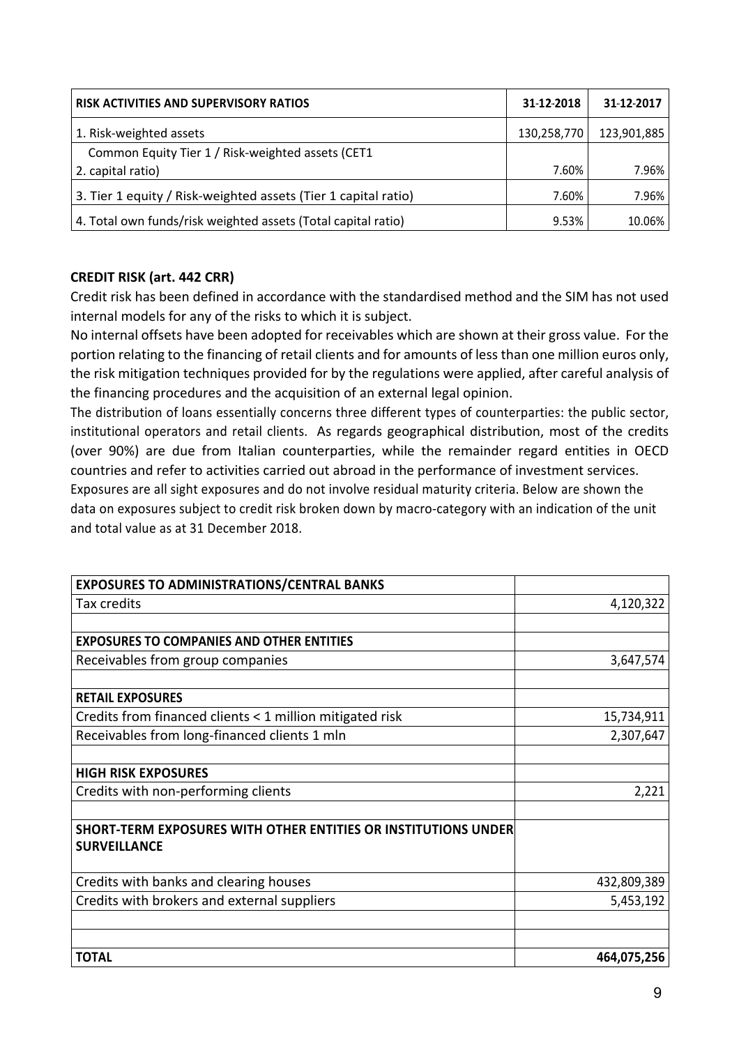| RISK ACTIVITIES AND SUPERVISORY RATIOS | 31-12-2018 | 31-12-2017 |
|---|---|---|
| 1. Risk-weighted assets | 130,258,770 | 123,901,885 |
| 2. Common Equity Tier 1 / Risk-weighted assets (CET1 capital ratio) | 7.60% | 7.96% |
| 3. Tier 1 equity / Risk-weighted assets (Tier 1 capital ratio) | 7.60% | 7.96% |
| 4. Total own funds/risk weighted assets (Total capital ratio) | 9.53% | 10.06% |

### CREDIT RISK (art. 442 CRR)

Credit risk has been defined in accordance with the standardised method and the SIM has not used internal models for any of the risks to which it is subject.

No internal offsets have been adopted for receivables which are shown at their gross value. For the portion relating to the financing of retail clients and for amounts of less than one million euros only, the risk mitigation techniques provided for by the regulations were applied, after careful analysis of the financing procedures and the acquisition of an external legal opinion.

The distribution of loans essentially concerns three different types of counterparties: the public sector, institutional operators and retail clients. As regards geographical distribution, most of the credits (over 90%) are due from Italian counterparties, while the remainder regard entities in OECD countries and refer to activities carried out abroad in the performance of investment services.

Exposures are all sight exposures and do not involve residual maturity criteria. Below are shown the data on exposures subject to credit risk broken down by macro-category with an indication of the unit and total value as at 31 December 2018.

| | |
|---|---|
| **EXPOSURES TO ADMINISTRATIONS/CENTRAL BANKS** | |
| Tax credits | 4,120,322 |
| | |
| **EXPOSURES TO COMPANIES AND OTHER ENTITIES** | |
| Receivables from group companies | 3,647,574 |
| | |
| **RETAIL EXPOSURES** | |
| Credits from financed clients < 1 million mitigated risk | 15,734,911 |
| Receivables from long-financed clients 1 mln | 2,307,647 |
| | |
| **HIGH RISK EXPOSURES** | |
| Credits with non-performing clients | 2,221 |
| | |
| **SHORT-TERM EXPOSURES WITH OTHER ENTITIES OR INSTITUTIONS UNDER SURVEILLANCE** | |
| Credits with banks and clearing houses | 432,809,389 |
| Credits with brokers and external suppliers | 5,453,192 |
| | |
| | |
| **TOTAL** | **464,075,256** |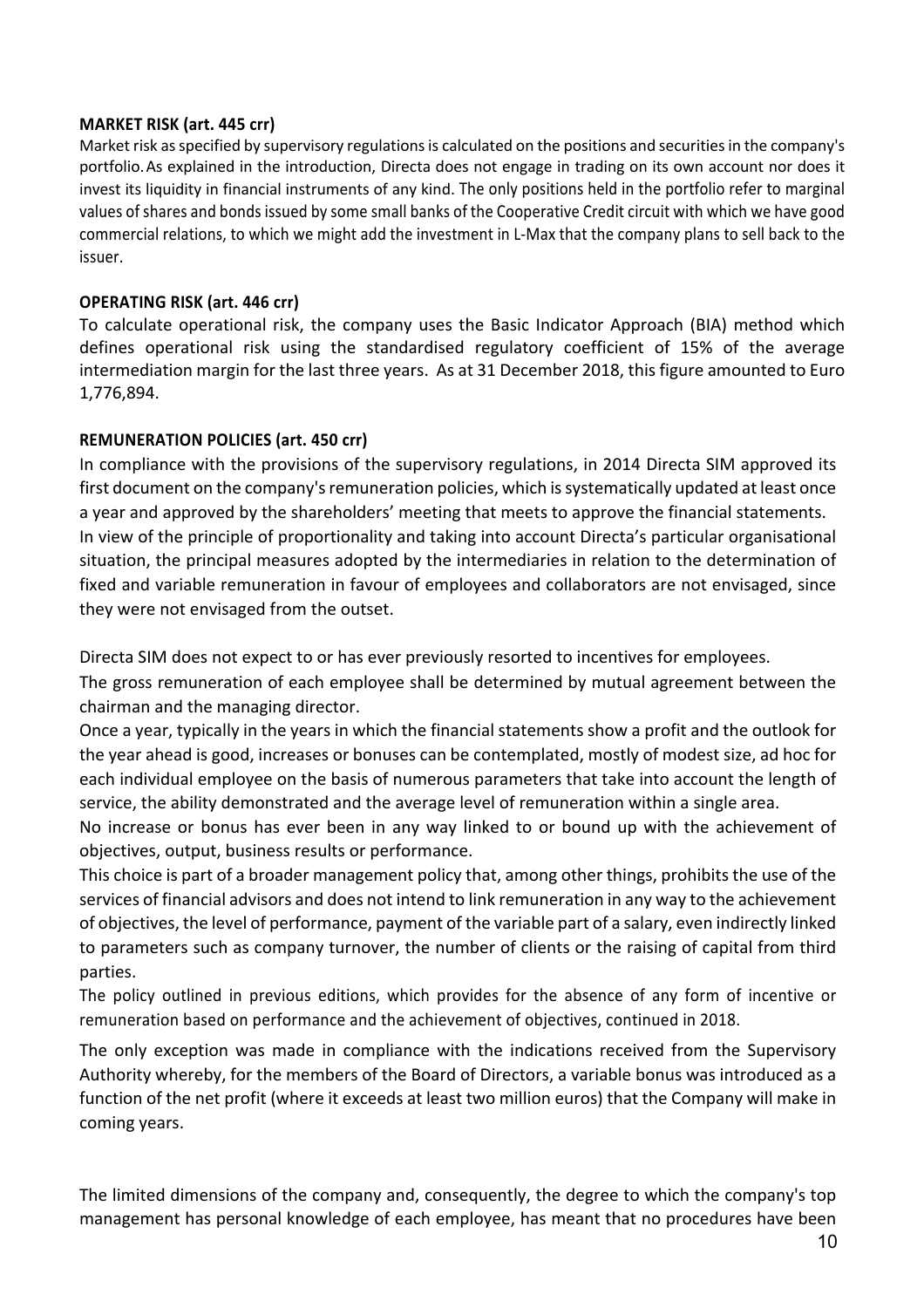**MARKET RISK (art. 445 crr)**

Market risk as specified by supervisory regulations is calculated on the positions and securities in the company's portfolio. As explained in the introduction, Directa does not engage in trading on its own account nor does it invest its liquidity in financial instruments of any kind. The only positions held in the portfolio refer to marginal values of shares and bonds issued by some small banks of the Cooperative Credit circuit with which we have good commercial relations, to which we might add the investment in L-Max that the company plans to sell back to the issuer.

**OPERATING RISK (art. 446 crr)**

To calculate operational risk, the company uses the Basic Indicator Approach (BIA) method which defines operational risk using the standardised regulatory coefficient of 15% of the average intermediation margin for the last three years. As at 31 December 2018, this figure amounted to Euro 1,776,894.

**REMUNERATION POLICIES (art. 450 crr)**

In compliance with the provisions of the supervisory regulations, in 2014 Directa SIM approved its first document on the company's remuneration policies, which is systematically updated at least once a year and approved by the shareholders' meeting that meets to approve the financial statements. In view of the principle of proportionality and taking into account Directa's particular organisational situation, the principal measures adopted by the intermediaries in relation to the determination of fixed and variable remuneration in favour of employees and collaborators are not envisaged, since they were not envisaged from the outset.

Directa SIM does not expect to or has ever previously resorted to incentives for employees.

The gross remuneration of each employee shall be determined by mutual agreement between the chairman and the managing director.

Once a year, typically in the years in which the financial statements show a profit and the outlook for the year ahead is good, increases or bonuses can be contemplated, mostly of modest size, ad hoc for each individual employee on the basis of numerous parameters that take into account the length of service, the ability demonstrated and the average level of remuneration within a single area.

No increase or bonus has ever been in any way linked to or bound up with the achievement of objectives, output, business results or performance.

This choice is part of a broader management policy that, among other things, prohibits the use of the services of financial advisors and does not intend to link remuneration in any way to the achievement of objectives, the level of performance, payment of the variable part of a salary, even indirectly linked to parameters such as company turnover, the number of clients or the raising of capital from third parties.

The policy outlined in previous editions, which provides for the absence of any form of incentive or remuneration based on performance and the achievement of objectives, continued in 2018.

The only exception was made in compliance with the indications received from the Supervisory Authority whereby, for the members of the Board of Directors, a variable bonus was introduced as a function of the net profit (where it exceeds at least two million euros) that the Company will make in coming years.

The limited dimensions of the company and, consequently, the degree to which the company's top management has personal knowledge of each employee, has meant that no procedures have been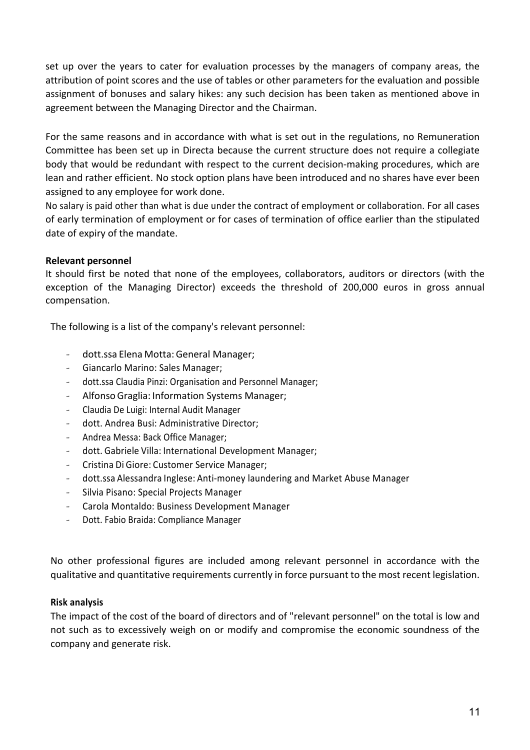set up over the years to cater for evaluation processes by the managers of company areas, the attribution of point scores and the use of tables or other parameters for the evaluation and possible assignment of bonuses and salary hikes: any such decision has been taken as mentioned above in agreement between the Managing Director and the Chairman.

For the same reasons and in accordance with what is set out in the regulations, no Remuneration Committee has been set up in Directa because the current structure does not require a collegiate body that would be redundant with respect to the current decision-making procedures, which are lean and rather efficient. No stock option plans have been introduced and no shares have ever been assigned to any employee for work done.
No salary is paid other than what is due under the contract of employment or collaboration. For all cases of early termination of employment or for cases of termination of office earlier than the stipulated date of expiry of the mandate.

**Relevant personnel**
It should first be noted that none of the employees, collaborators, auditors or directors (with the exception of the Managing Director) exceeds the threshold of 200,000 euros in gross annual compensation.

The following is a list of the company's relevant personnel:

- dott.ssa Elena Motta: General Manager;
- Giancarlo Marino: Sales Manager;
- dott.ssa Claudia Pinzi: Organisation and Personnel Manager;
- Alfonso Graglia: Information Systems Manager;
- Claudia De Luigi: Internal Audit Manager
- dott. Andrea Busi: Administrative Director;
- Andrea Messa: Back Office Manager;
- dott. Gabriele Villa: International Development Manager;
- Cristina Di Giore: Customer Service Manager;
- dott.ssa Alessandra Inglese: Anti-money laundering and Market Abuse Manager
- Silvia Pisano: Special Projects Manager
- Carola Montaldo: Business Development Manager
- Dott. Fabio Braida: Compliance Manager

No other professional figures are included among relevant personnel in accordance with the qualitative and quantitative requirements currently in force pursuant to the most recent legislation.

**Risk analysis**
The impact of the cost of the board of directors and of "relevant personnel" on the total is low and not such as to excessively weigh on or modify and compromise the economic soundness of the company and generate risk.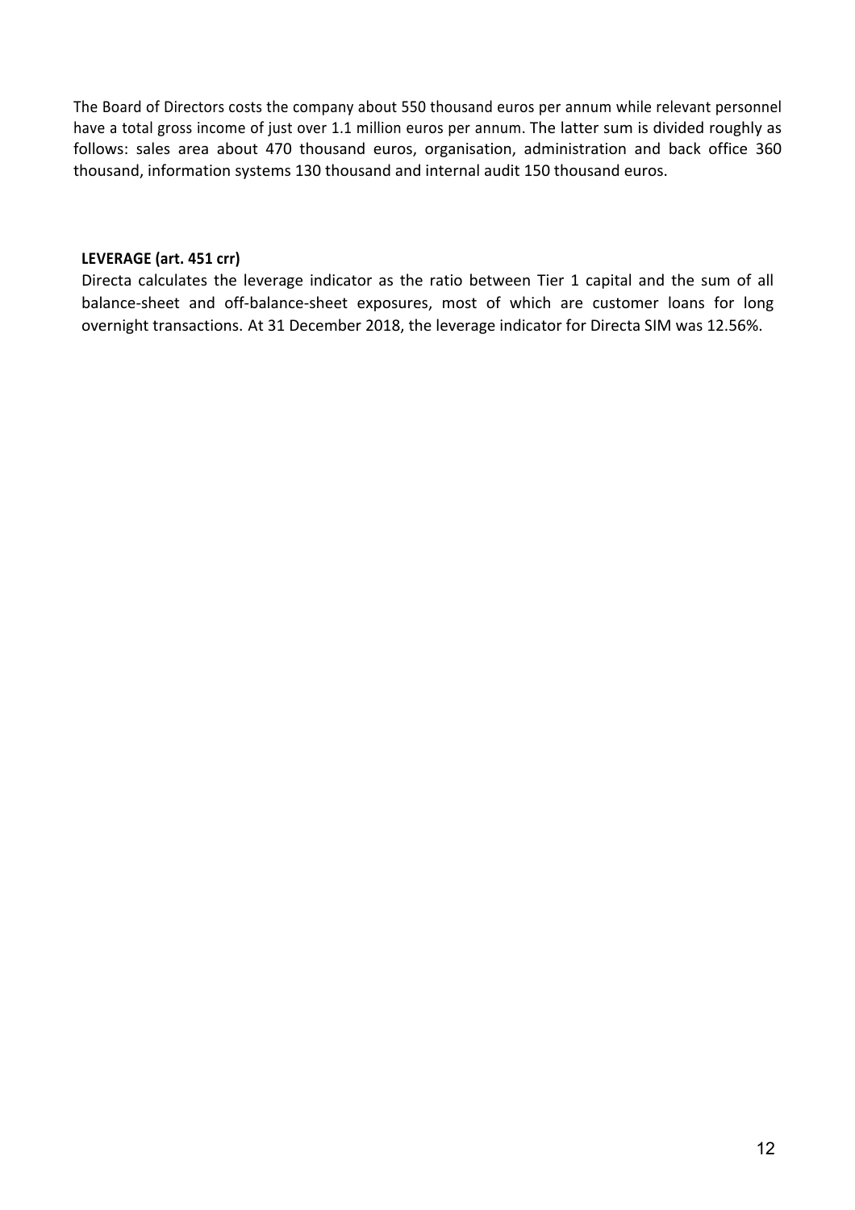The Board of Directors costs the company about 550 thousand euros per annum while relevant personnel have a total gross income of just over 1.1 million euros per annum. The latter sum is divided roughly as follows: sales area about 470 thousand euros, organisation, administration and back office 360 thousand, information systems 130 thousand and internal audit 150 thousand euros.

**LEVERAGE (art. 451 crr)**

Directa calculates the leverage indicator as the ratio between Tier 1 capital and the sum of all balance-sheet and off-balance-sheet exposures, most of which are customer loans for long overnight transactions. At 31 December 2018, the leverage indicator for Directa SIM was 12.56%.